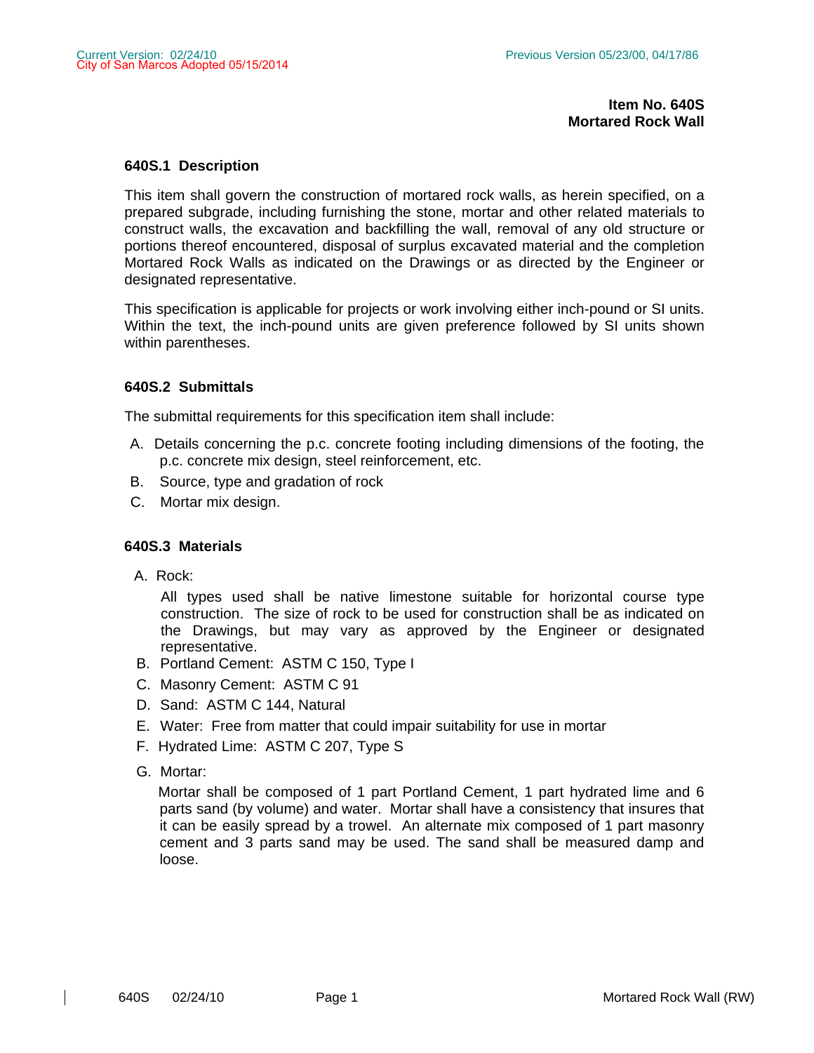Current Version: 02/24/10
City of San Marcos Adopted 05/15/2014

Previous Version 05/23/00, 04/17/86

**Item No. 640S**
**Mortared Rock Wall**

## 640S.1 Description

This item shall govern the construction of mortared rock walls, as herein specified, on a prepared subgrade, including furnishing the stone, mortar and other related materials to construct walls, the excavation and backfilling the wall, removal of any old structure or portions thereof encountered, disposal of surplus excavated material and the completion Mortared Rock Walls as indicated on the Drawings or as directed by the Engineer or designated representative.

This specification is applicable for projects or work involving either inch-pound or SI units. Within the text, the inch-pound units are given preference followed by SI units shown within parentheses.

## 640S.2 Submittals

The submittal requirements for this specification item shall include:

A. Details concerning the p.c. concrete footing including dimensions of the footing, the p.c. concrete mix design, steel reinforcement, etc.

B. Source, type and gradation of rock

C. Mortar mix design.

## 640S.3 Materials

A. Rock:

All types used shall be native limestone suitable for horizontal course type construction. The size of rock to be used for construction shall be as indicated on the Drawings, but may vary as approved by the Engineer or designated representative.

B. Portland Cement: ASTM C 150, Type I

C. Masonry Cement: ASTM C 91

D. Sand: ASTM C 144, Natural

E. Water: Free from matter that could impair suitability for use in mortar

F. Hydrated Lime: ASTM C 207, Type S

G. Mortar:

Mortar shall be composed of 1 part Portland Cement, 1 part hydrated lime and 6 parts sand (by volume) and water. Mortar shall have a consistency that insures that it can be easily spread by a trowel. An alternate mix composed of 1 part masonry cement and 3 parts sand may be used. The sand shall be measured damp and loose.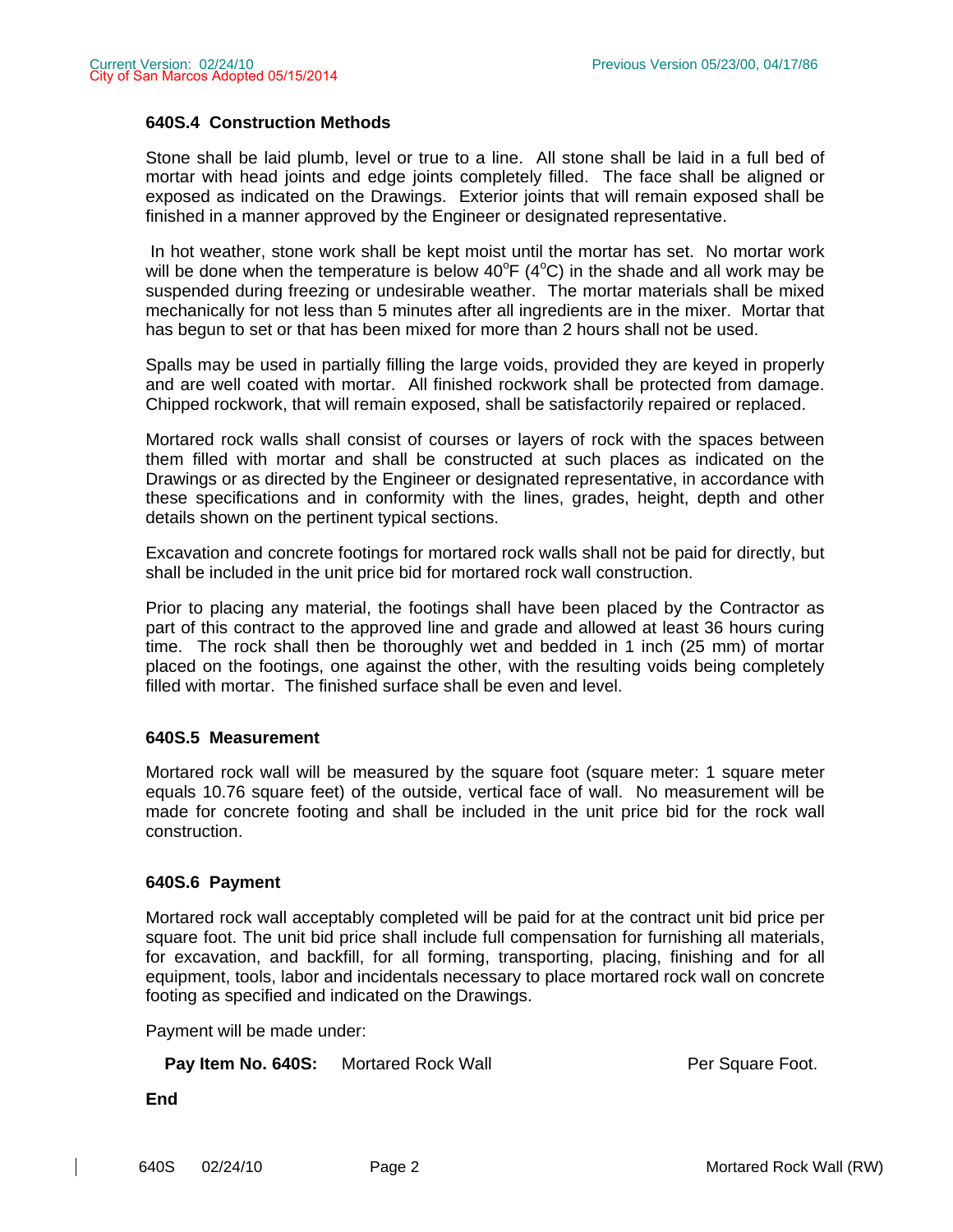### 640S.4 Construction Methods

Stone shall be laid plumb, level or true to a line. All stone shall be laid in a full bed of mortar with head joints and edge joints completely filled. The face shall be aligned or exposed as indicated on the Drawings. Exterior joints that will remain exposed shall be finished in a manner approved by the Engineer or designated representative.

In hot weather, stone work shall be kept moist until the mortar has set. No mortar work will be done when the temperature is below 40°F (4°C) in the shade and all work may be suspended during freezing or undesirable weather. The mortar materials shall be mixed mechanically for not less than 5 minutes after all ingredients are in the mixer. Mortar that has begun to set or that has been mixed for more than 2 hours shall not be used.

Spalls may be used in partially filling the large voids, provided they are keyed in properly and are well coated with mortar. All finished rockwork shall be protected from damage. Chipped rockwork, that will remain exposed, shall be satisfactorily repaired or replaced.

Mortared rock walls shall consist of courses or layers of rock with the spaces between them filled with mortar and shall be constructed at such places as indicated on the Drawings or as directed by the Engineer or designated representative, in accordance with these specifications and in conformity with the lines, grades, height, depth and other details shown on the pertinent typical sections.

Excavation and concrete footings for mortared rock walls shall not be paid for directly, but shall be included in the unit price bid for mortared rock wall construction.

Prior to placing any material, the footings shall have been placed by the Contractor as part of this contract to the approved line and grade and allowed at least 36 hours curing time. The rock shall then be thoroughly wet and bedded in 1 inch (25 mm) of mortar placed on the footings, one against the other, with the resulting voids being completely filled with mortar. The finished surface shall be even and level.

### 640S.5 Measurement

Mortared rock wall will be measured by the square foot (square meter: 1 square meter equals 10.76 square feet) of the outside, vertical face of wall. No measurement will be made for concrete footing and shall be included in the unit price bid for the rock wall construction.

### 640S.6 Payment

Mortared rock wall acceptably completed will be paid for at the contract unit bid price per square foot. The unit bid price shall include full compensation for furnishing all materials, for excavation, and backfill, for all forming, transporting, placing, finishing and for all equipment, tools, labor and incidentals necessary to place mortared rock wall on concrete footing as specified and indicated on the Drawings.

Payment will be made under:

**Pay Item No. 640S:** Mortared Rock Wall Per Square Foot.

**End**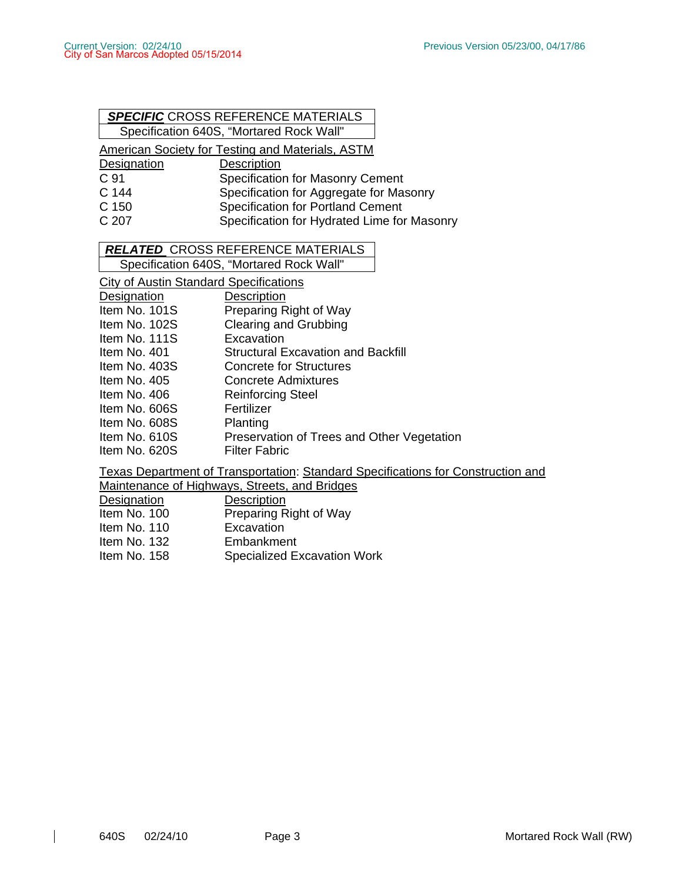| ***SPECIFIC*** CROSS REFERENCE MATERIALS |
|---|
| Specification 640S, "Mortared Rock Wall" |

American Society for Testing and Materials, ASTM

| Designation | Description |
|---|---|
| C 91 | Specification for Masonry Cement |
| C 144 | Specification for Aggregate for Masonry |
| C 150 | Specification for Portland Cement |
| C 207 | Specification for Hydrated Lime for Masonry |

| ***RELATED*** CROSS REFERENCE MATERIALS |
|---|
| Specification 640S, "Mortared Rock Wall" |

City of Austin Standard Specifications

| Designation | Description |
|---|---|
| Item No. 101S | Preparing Right of Way |
| Item No. 102S | Clearing and Grubbing |
| Item No. 111S | Excavation |
| Item No. 401 | Structural Excavation and Backfill |
| Item No. 403S | Concrete for Structures |
| Item No. 405 | Concrete Admixtures |
| Item No. 406 | Reinforcing Steel |
| Item No. 606S | Fertilizer |
| Item No. 608S | Planting |
| Item No. 610S | Preservation of Trees and Other Vegetation |
| Item No. 620S | Filter Fabric |

Texas Department of Transportation: Standard Specifications for Construction and Maintenance of Highways, Streets, and Bridges

| Designation | Description |
|---|---|
| Item No. 100 | Preparing Right of Way |
| Item No. 110 | Excavation |
| Item No. 132 | Embankment |
| Item No. 158 | Specialized Excavation Work |